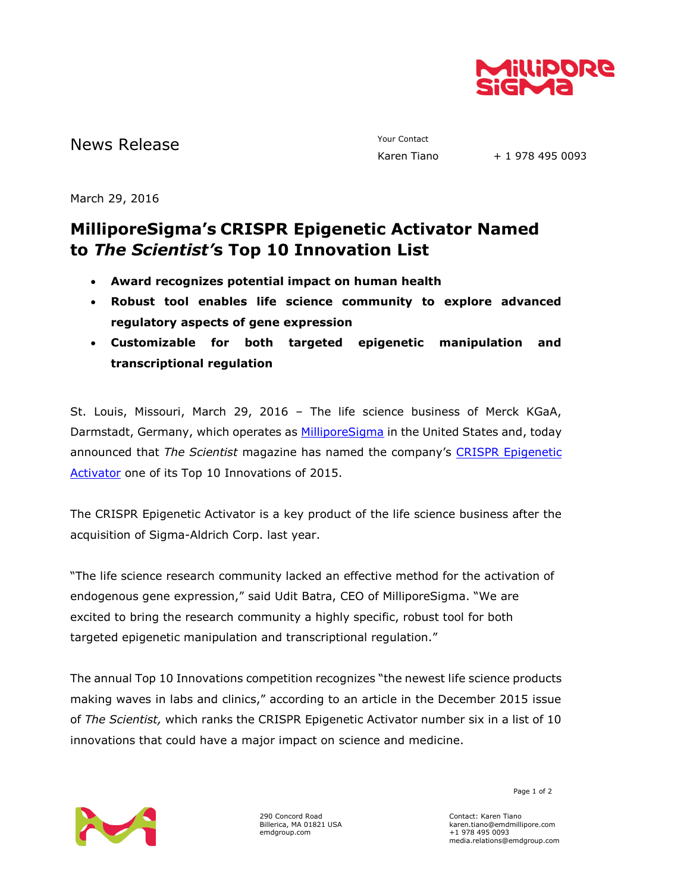News Release

Your Contact
Karen Tiano + 1 978 495 0093

March 29, 2016

# MilliporeSigma's CRISPR Epigenetic Activator Named to *The Scientist's* Top 10 Innovation List

- **Award recognizes potential impact on human health**
- **Robust tool enables life science community to explore advanced regulatory aspects of gene expression**
- **Customizable for both targeted epigenetic manipulation and transcriptional regulation**

St. Louis, Missouri, March 29, 2016 – The life science business of Merck KGaA, Darmstadt, Germany, which operates as MilliporeSigma in the United States and, today announced that *The Scientist* magazine has named the company's CRISPR Epigenetic Activator one of its Top 10 Innovations of 2015.

The CRISPR Epigenetic Activator is a key product of the life science business after the acquisition of Sigma-Aldrich Corp. last year.

"The life science research community lacked an effective method for the activation of endogenous gene expression," said Udit Batra, CEO of MilliporeSigma. "We are excited to bring the research community a highly specific, robust tool for both targeted epigenetic manipulation and transcriptional regulation."

The annual Top 10 Innovations competition recognizes "the newest life science products making waves in labs and clinics," according to an article in the December 2015 issue of *The Scientist,* which ranks the CRISPR Epigenetic Activator number six in a list of 10 innovations that could have a major impact on science and medicine.

290 Concord Road
Billerica, MA 01821 USA
emdgroup.com

Contact: Karen Tiano
karen.tiano@emdmillipore.com
+1 978 495 0093
media.relations@emdgroup.com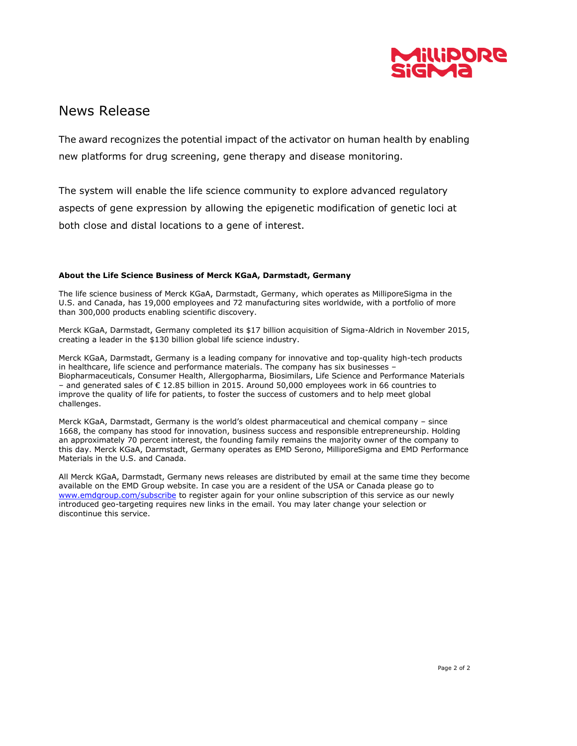# News Release

The award recognizes the potential impact of the activator on human health by enabling new platforms for drug screening, gene therapy and disease monitoring.

The system will enable the life science community to explore advanced regulatory aspects of gene expression by allowing the epigenetic modification of genetic loci at both close and distal locations to a gene of interest.

**About the Life Science Business of Merck KGaA, Darmstadt, Germany**

The life science business of Merck KGaA, Darmstadt, Germany, which operates as MilliporeSigma in the U.S. and Canada, has 19,000 employees and 72 manufacturing sites worldwide, with a portfolio of more than 300,000 products enabling scientific discovery.

Merck KGaA, Darmstadt, Germany completed its $17 billion acquisition of Sigma-Aldrich in November 2015, creating a leader in the $130 billion global life science industry.

Merck KGaA, Darmstadt, Germany is a leading company for innovative and top-quality high-tech products in healthcare, life science and performance materials. The company has six businesses – Biopharmaceuticals, Consumer Health, Allergopharma, Biosimilars, Life Science and Performance Materials – and generated sales of € 12.85 billion in 2015. Around 50,000 employees work in 66 countries to improve the quality of life for patients, to foster the success of customers and to help meet global challenges.

Merck KGaA, Darmstadt, Germany is the world's oldest pharmaceutical and chemical company – since 1668, the company has stood for innovation, business success and responsible entrepreneurship. Holding an approximately 70 percent interest, the founding family remains the majority owner of the company to this day. Merck KGaA, Darmstadt, Germany operates as EMD Serono, MilliporeSigma and EMD Performance Materials in the U.S. and Canada.

All Merck KGaA, Darmstadt, Germany news releases are distributed by email at the same time they become available on the EMD Group website. In case you are a resident of the USA or Canada please go to www.emdgroup.com/subscribe to register again for your online subscription of this service as our newly introduced geo-targeting requires new links in the email. You may later change your selection or discontinue this service.